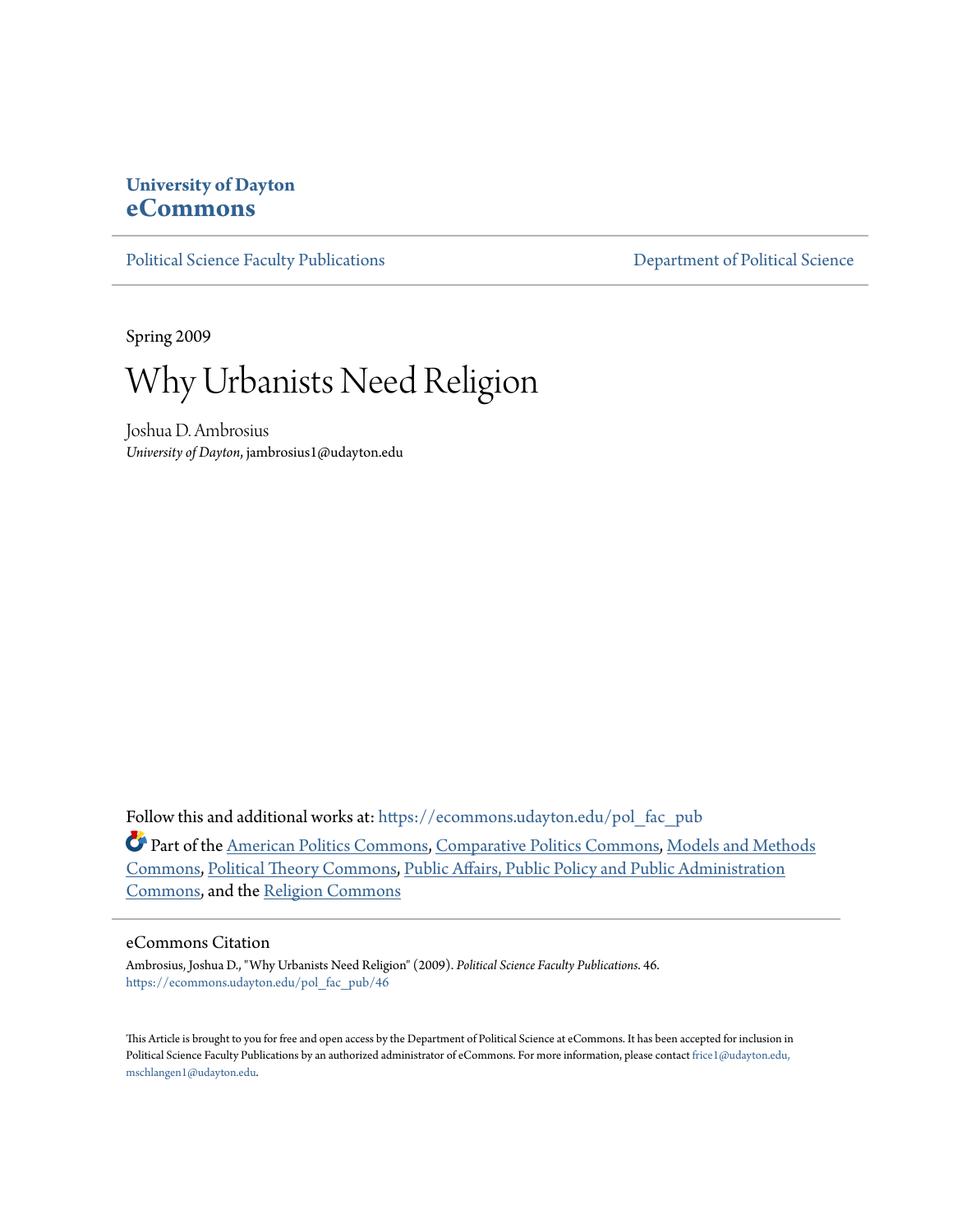**University of Dayton**
**eCommons**

Political Science Faculty Publications | Department of Political Science

Spring 2009

# Why Urbanists Need Religion

Joshua D. Ambrosius
*University of Dayton*, jambrosius1@udayton.edu

Follow this and additional works at: https://ecommons.udayton.edu/pol_fac_pub

Part of the American Politics Commons, Comparative Politics Commons, Models and Methods Commons, Political Theory Commons, Public Affairs, Public Policy and Public Administration Commons, and the Religion Commons

## eCommons Citation

Ambrosius, Joshua D., "Why Urbanists Need Religion" (2009). *Political Science Faculty Publications*. 46.
https://ecommons.udayton.edu/pol_fac_pub/46

This Article is brought to you for free and open access by the Department of Political Science at eCommons. It has been accepted for inclusion in Political Science Faculty Publications by an authorized administrator of eCommons. For more information, please contact frice1@udayton.edu, mschlangen1@udayton.edu.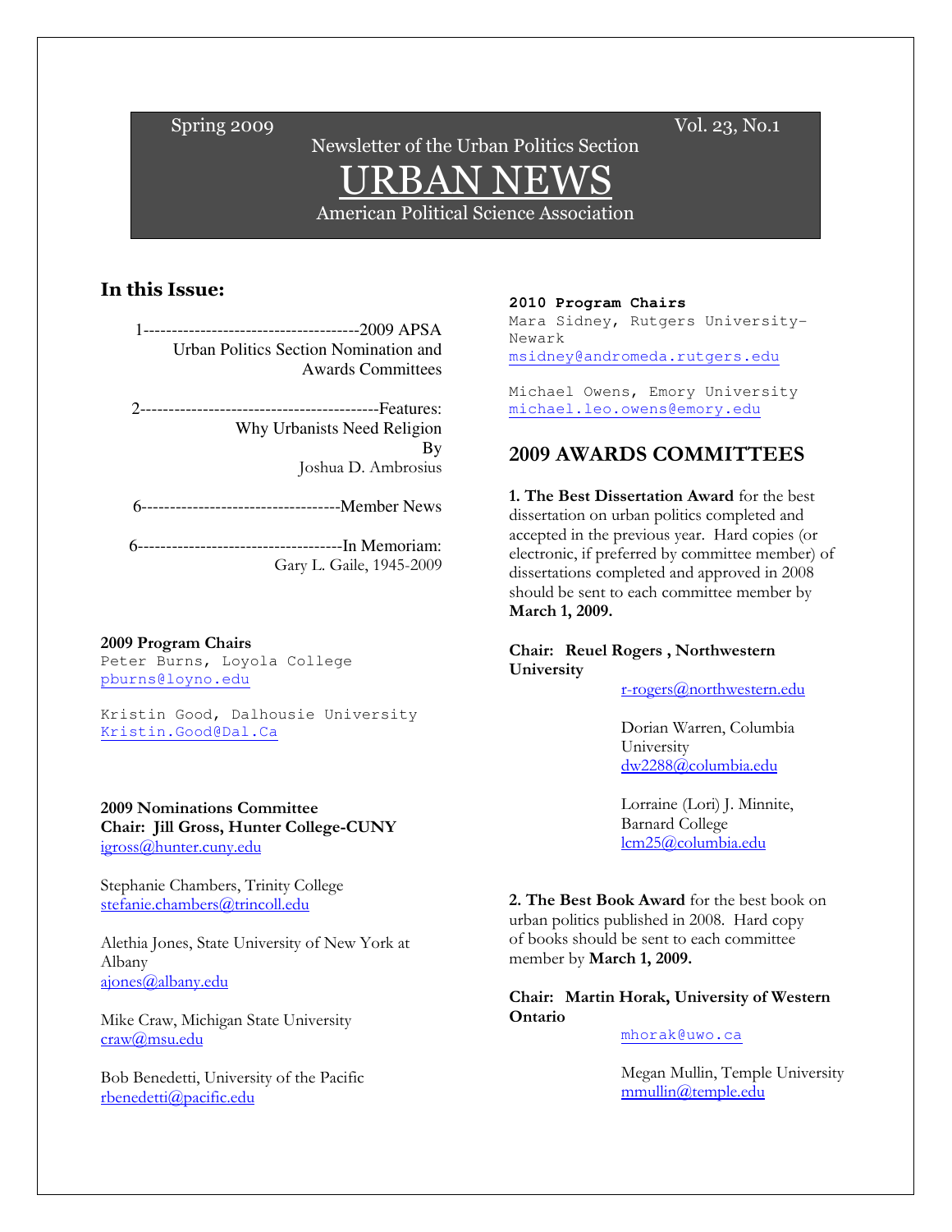Spring 2009 — Vol. 23, No.1

Newsletter of the Urban Politics Section

# URBAN NEWS

American Political Science Association

## In this Issue:

1--------------------------------------2009 APSA Urban Politics Section Nomination and Awards Committees

2------------------------------------------Features: Why Urbanists Need Religion By Joshua D. Ambrosius

6-----------------------------------Member News

6------------------------------------In Memoriam: Gary L. Gaile, 1945-2009

**2009 Program Chairs**
Peter Burns, Loyola College
pburns@loyno.edu

Kristin Good, Dalhousie University
Kristin.Good@Dal.Ca

**2009 Nominations Committee**
**Chair: Jill Gross, Hunter College-CUNY**
igross@hunter.cuny.edu

Stephanie Chambers, Trinity College
stefanie.chambers@trincoll.edu

Alethia Jones, State University of New York at Albany
ajones@albany.edu

Mike Craw, Michigan State University
craw@msu.edu

Bob Benedetti, University of the Pacific
rbenedetti@pacific.edu

**2010 Program Chairs**
Mara Sidney, Rutgers University-Newark
msidney@andromeda.rutgers.edu

Michael Owens, Emory University
michael.leo.owens@emory.edu

## 2009 AWARDS COMMITTEES

**1. The Best Dissertation Award** for the best dissertation on urban politics completed and accepted in the previous year. Hard copies (or electronic, if preferred by committee member) of dissertations completed and approved in 2008 should be sent to each committee member by **March 1, 2009.**

**Chair: Reuel Rogers , Northwestern University**
r-rogers@northwestern.edu

Dorian Warren, Columbia University
dw2288@columbia.edu

Lorraine (Lori) J. Minnite, Barnard College
lcm25@columbia.edu

**2. The Best Book Award** for the best book on urban politics published in 2008. Hard copy of books should be sent to each committee member by **March 1, 2009.**

**Chair: Martin Horak, University of Western Ontario**
mhorak@uwo.ca

Megan Mullin, Temple University
mmullin@temple.edu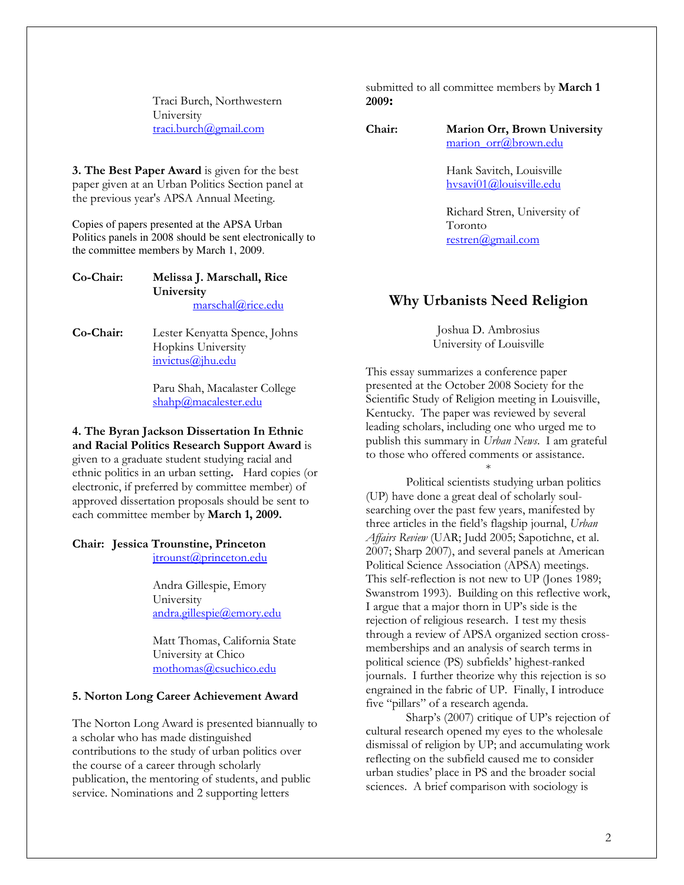Traci Burch, Northwestern University
traci.burch@gmail.com

**3. The Best Paper Award** is given for the best paper given at an Urban Politics Section panel at the previous year's APSA Annual Meeting.

Copies of papers presented at the APSA Urban Politics panels in 2008 should be sent electronically to the committee members by March 1, 2009.

**Co-Chair:** **Melissa J. Marschall, Rice University**
marschal@rice.edu

**Co-Chair:** Lester Kenyatta Spence, Johns Hopkins University
invictus@jhu.edu

Paru Shah, Macalaster College
shahp@macalester.edu

**4. The Byran Jackson Dissertation In Ethnic and Racial Politics Research Support Award** is given to a graduate student studying racial and ethnic politics in an urban setting**.** Hard copies (or electronic, if preferred by committee member) of approved dissertation proposals should be sent to each committee member by **March 1, 2009.**

**Chair: Jessica Trounstine, Princeton**
jtrounst@princeton.edu

Andra Gillespie, Emory University
andra.gillespie@emory.edu

Matt Thomas, California State University at Chico
mothomas@csuchico.edu

**5. Norton Long Career Achievement Award**

The Norton Long Award is presented biannually to a scholar who has made distinguished contributions to the study of urban politics over the course of a career through scholarly publication, the mentoring of students, and public service. Nominations and 2 supporting letters submitted to all committee members by **March 1 2009:**

**Chair:** **Marion Orr, Brown University**
marion_orr@brown.edu

Hank Savitch, Louisville
hvsavi01@louisville.edu

Richard Stren, University of Toronto
restren@gmail.com

## Why Urbanists Need Religion

Joshua D. Ambrosius
University of Louisville

This essay summarizes a conference paper presented at the October 2008 Society for the Scientific Study of Religion meeting in Louisville, Kentucky. The paper was reviewed by several leading scholars, including one who urged me to publish this summary in *Urban News*. I am grateful to those who offered comments or assistance.

*

Political scientists studying urban politics (UP) have done a great deal of scholarly soul-searching over the past few years, manifested by three articles in the field's flagship journal, *Urban Affairs Review* (UAR; Judd 2005; Sapotichne, et al. 2007; Sharp 2007), and several panels at American Political Science Association (APSA) meetings. This self-reflection is not new to UP (Jones 1989; Swanstrom 1993). Building on this reflective work, I argue that a major thorn in UP's side is the rejection of religious research. I test my thesis through a review of APSA organized section cross-memberships and an analysis of search terms in political science (PS) subfields' highest-ranked journals. I further theorize why this rejection is so engrained in the fabric of UP. Finally, I introduce five "pillars" of a research agenda.

Sharp's (2007) critique of UP's rejection of cultural research opened my eyes to the wholesale dismissal of religion by UP; and accumulating work reflecting on the subfield caused me to consider urban studies' place in PS and the broader social sciences. A brief comparison with sociology is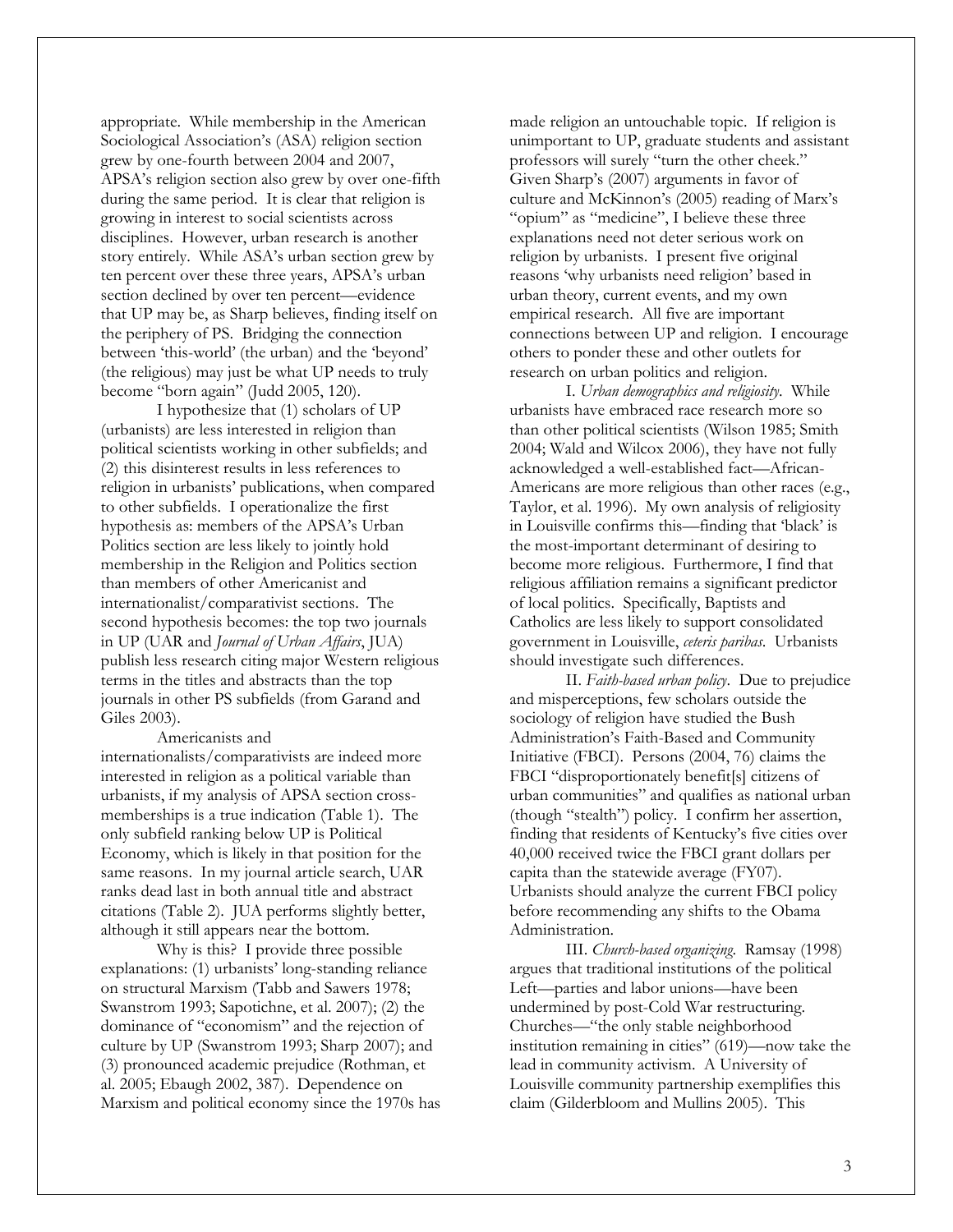appropriate. While membership in the American Sociological Association's (ASA) religion section grew by one-fourth between 2004 and 2007, APSA's religion section also grew by over one-fifth during the same period. It is clear that religion is growing in interest to social scientists across disciplines. However, urban research is another story entirely. While ASA's urban section grew by ten percent over these three years, APSA's urban section declined by over ten percent—evidence that UP may be, as Sharp believes, finding itself on the periphery of PS. Bridging the connection between 'this-world' (the urban) and the 'beyond' (the religious) may just be what UP needs to truly become "born again" (Judd 2005, 120).

I hypothesize that (1) scholars of UP (urbanists) are less interested in religion than political scientists working in other subfields; and (2) this disinterest results in less references to religion in urbanists' publications, when compared to other subfields. I operationalize the first hypothesis as: members of the APSA's Urban Politics section are less likely to jointly hold membership in the Religion and Politics section than members of other Americanist and internationalist/comparativist sections. The second hypothesis becomes: the top two journals in UP (UAR and *Journal of Urban Affairs*, JUA) publish less research citing major Western religious terms in the titles and abstracts than the top journals in other PS subfields (from Garand and Giles 2003).

Americanists and internationalists/comparativists are indeed more interested in religion as a political variable than urbanists, if my analysis of APSA section cross-memberships is a true indication (Table 1). The only subfield ranking below UP is Political Economy, which is likely in that position for the same reasons. In my journal article search, UAR ranks dead last in both annual title and abstract citations (Table 2). JUA performs slightly better, although it still appears near the bottom.

Why is this? I provide three possible explanations: (1) urbanists' long-standing reliance on structural Marxism (Tabb and Sawers 1978; Swanstrom 1993; Sapotichne, et al. 2007); (2) the dominance of "economism" and the rejection of culture by UP (Swanstrom 1993; Sharp 2007); and (3) pronounced academic prejudice (Rothman, et al. 2005; Ebaugh 2002, 387). Dependence on Marxism and political economy since the 1970s has made religion an untouchable topic. If religion is unimportant to UP, graduate students and assistant professors will surely "turn the other cheek." Given Sharp's (2007) arguments in favor of culture and McKinnon's (2005) reading of Marx's "opium" as "medicine", I believe these three explanations need not deter serious work on religion by urbanists. I present five original reasons 'why urbanists need religion' based in urban theory, current events, and my own empirical research. All five are important connections between UP and religion. I encourage others to ponder these and other outlets for research on urban politics and religion.

I. *Urban demographics and religiosity*. While urbanists have embraced race research more so than other political scientists (Wilson 1985; Smith 2004; Wald and Wilcox 2006), they have not fully acknowledged a well-established fact—African-Americans are more religious than other races (e.g., Taylor, et al. 1996). My own analysis of religiosity in Louisville confirms this—finding that 'black' is the most-important determinant of desiring to become more religious. Furthermore, I find that religious affiliation remains a significant predictor of local politics. Specifically, Baptists and Catholics are less likely to support consolidated government in Louisville, *ceteris paribus*. Urbanists should investigate such differences.

II. *Faith-based urban policy*. Due to prejudice and misperceptions, few scholars outside the sociology of religion have studied the Bush Administration's Faith-Based and Community Initiative (FBCI). Persons (2004, 76) claims the FBCI "disproportionately benefit[s] citizens of urban communities" and qualifies as national urban (though "stealth") policy. I confirm her assertion, finding that residents of Kentucky's five cities over 40,000 received twice the FBCI grant dollars per capita than the statewide average (FY07). Urbanists should analyze the current FBCI policy before recommending any shifts to the Obama Administration.

III. *Church-based organizing*. Ramsay (1998) argues that traditional institutions of the political Left—parties and labor unions—have been undermined by post-Cold War restructuring. Churches—"the only stable neighborhood institution remaining in cities" (619)—now take the lead in community activism. A University of Louisville community partnership exemplifies this claim (Gilderbloom and Mullins 2005). This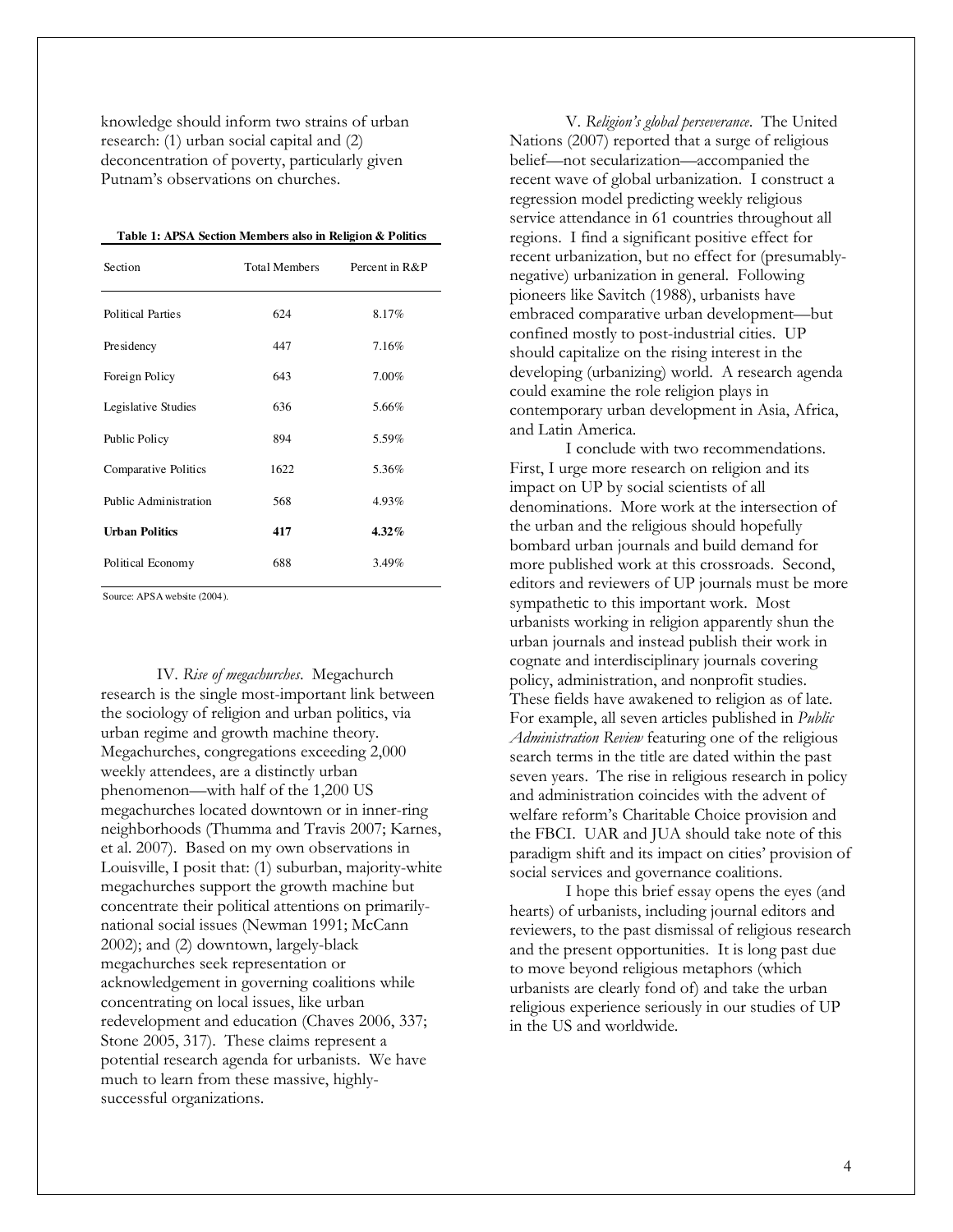knowledge should inform two strains of urban research: (1) urban social capital and (2) deconcentration of poverty, particularly given Putnam's observations on churches.

**Table 1: APSA Section Members also in Religion & Politics**

| Section | Total Members | Percent in R&P |
|---|---|---|
| Political Parties | 624 | 8.17% |
| Presidency | 447 | 7.16% |
| Foreign Policy | 643 | 7.00% |
| Legislative Studies | 636 | 5.66% |
| Public Policy | 894 | 5.59% |
| Comparative Politics | 1622 | 5.36% |
| Public Administration | 568 | 4.93% |
| **Urban Politics** | **417** | **4.32%** |
| Political Economy | 688 | 3.49% |

Source: APSA website (2004).

IV. *Rise of megachurches*. Megachurch research is the single most-important link between the sociology of religion and urban politics, via urban regime and growth machine theory. Megachurches, congregations exceeding 2,000 weekly attendees, are a distinctly urban phenomenon—with half of the 1,200 US megachurches located downtown or in inner-ring neighborhoods (Thumma and Travis 2007; Karnes, et al. 2007). Based on my own observations in Louisville, I posit that: (1) suburban, majority-white megachurches support the growth machine but concentrate their political attentions on primarily-national social issues (Newman 1991; McCann 2002); and (2) downtown, largely-black megachurches seek representation or acknowledgement in governing coalitions while concentrating on local issues, like urban redevelopment and education (Chaves 2006, 337; Stone 2005, 317). These claims represent a potential research agenda for urbanists. We have much to learn from these massive, highly-successful organizations.

V. *Religion's global perseverance*. The United Nations (2007) reported that a surge of religious belief—not secularization—accompanied the recent wave of global urbanization. I construct a regression model predicting weekly religious service attendance in 61 countries throughout all regions. I find a significant positive effect for recent urbanization, but no effect for (presumably-negative) urbanization in general. Following pioneers like Savitch (1988), urbanists have embraced comparative urban development—but confined mostly to post-industrial cities. UP should capitalize on the rising interest in the developing (urbanizing) world. A research agenda could examine the role religion plays in contemporary urban development in Asia, Africa, and Latin America.

I conclude with two recommendations. First, I urge more research on religion and its impact on UP by social scientists of all denominations. More work at the intersection of the urban and the religious should hopefully bombard urban journals and build demand for more published work at this crossroads. Second, editors and reviewers of UP journals must be more sympathetic to this important work. Most urbanists working in religion apparently shun the urban journals and instead publish their work in cognate and interdisciplinary journals covering policy, administration, and nonprofit studies. These fields have awakened to religion as of late. For example, all seven articles published in *Public Administration Review* featuring one of the religious search terms in the title are dated within the past seven years. The rise in religious research in policy and administration coincides with the advent of welfare reform's Charitable Choice provision and the FBCI. UAR and JUA should take note of this paradigm shift and its impact on cities' provision of social services and governance coalitions.

I hope this brief essay opens the eyes (and hearts) of urbanists, including journal editors and reviewers, to the past dismissal of religious research and the present opportunities. It is long past due to move beyond religious metaphors (which urbanists are clearly fond of) and take the urban religious experience seriously in our studies of UP in the US and worldwide.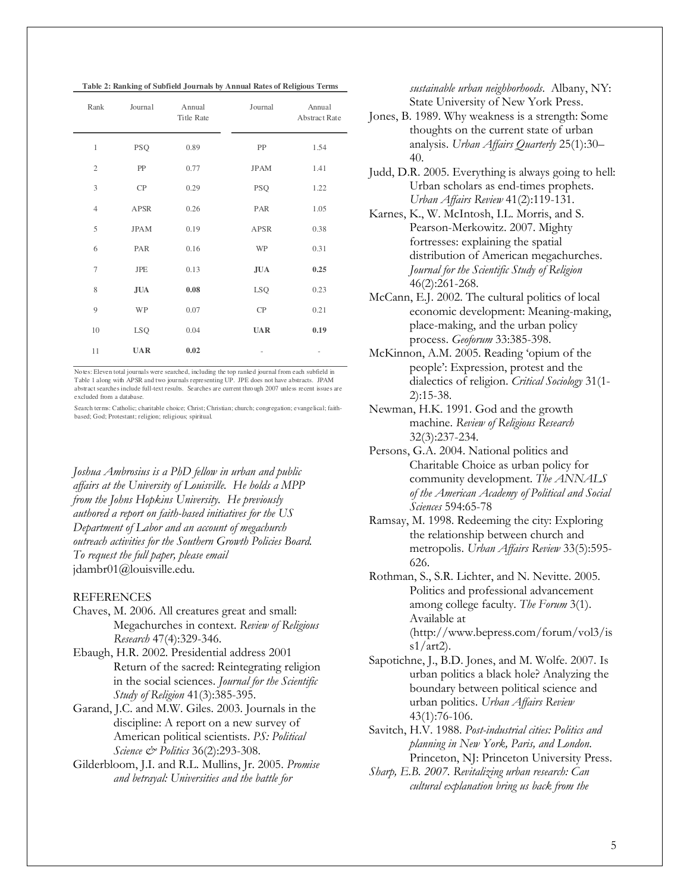**Table 2: Ranking of Subfield Journals by Annual Rates of Religious Terms**

| Rank | Journal | Annual Title Rate | Journal | Annual Abstract Rate |
|---|---|---|---|---|
| 1 | PSQ | 0.89 | PP | 1.54 |
| 2 | PP | 0.77 | JPAM | 1.41 |
| 3 | CP | 0.29 | PSQ | 1.22 |
| 4 | APSR | 0.26 | PAR | 1.05 |
| 5 | JPAM | 0.19 | APSR | 0.38 |
| 6 | PAR | 0.16 | WP | 0.31 |
| 7 | JPE | 0.13 | **JUA** | **0.25** |
| 8 | **JUA** | **0.08** | LSQ | 0.23 |
| 9 | WP | 0.07 | CP | 0.21 |
| 10 | LSQ | 0.04 | **UAR** | **0.19** |
| 11 | **UAR** | **0.02** | - | - |

Notes: Eleven total journals were searched, including the top ranked journal from each subfield in Table 1 along with APSR and two journals representing UP. JPE does not have abstracts. JPAM abstract searches include full-text results. Searches are current through 2007 unless recent issues are excluded from a database.

Search terms: Catholic; charitable choice; Christ; Christian; church; congregation; evangelical; faith-based; God; Protestant; religion; religious; spiritual.

*Joshua Ambrosius is a PhD fellow in urban and public affairs at the University of Louisville. He holds a MPP from the Johns Hopkins University. He previously authored a report on faith-based initiatives for the US Department of Labor and an account of megachurch outreach activities for the Southern Growth Policies Board. To request the full paper, please email* jdambr01@louisville.edu.

REFERENCES

Chaves, M. 2006. All creatures great and small: Megachurches in context. *Review of Religious Research* 47(4):329-346.

Ebaugh, H.R. 2002. Presidential address 2001 Return of the sacred: Reintegrating religion in the social sciences. *Journal for the Scientific Study of Religion* 41(3):385-395.

Garand, J.C. and M.W. Giles. 2003. Journals in the discipline: A report on a new survey of American political scientists. *PS: Political Science & Politics* 36(2):293-308.

Gilderbloom, J.I. and R.L. Mullins, Jr. 2005. *Promise and betrayal: Universities and the battle for sustainable urban neighborhoods*. Albany, NY: State University of New York Press.

Jones, B. 1989. Why weakness is a strength: Some thoughts on the current state of urban analysis. *Urban Affairs Quarterly* 25(1):30–40.

Judd, D.R. 2005. Everything is always going to hell: Urban scholars as end-times prophets. *Urban Affairs Review* 41(2):119-131.

Karnes, K., W. McIntosh, I.L. Morris, and S. Pearson-Merkowitz. 2007. Mighty fortresses: explaining the spatial distribution of American megachurches. *Journal for the Scientific Study of Religion* 46(2):261-268.

McCann, E.J. 2002. The cultural politics of local economic development: Meaning-making, place-making, and the urban policy process. *Geoforum* 33:385-398.

McKinnon, A.M. 2005. Reading 'opium of the people': Expression, protest and the dialectics of religion. *Critical Sociology* 31(1-2):15-38.

Newman, H.K. 1991. God and the growth machine. *Review of Religious Research* 32(3):237-234.

Persons, G.A. 2004. National politics and Charitable Choice as urban policy for community development. *The ANNALS of the American Academy of Political and Social Sciences* 594:65-78

Ramsay, M. 1998. Redeeming the city: Exploring the relationship between church and metropolis. *Urban Affairs Review* 33(5):595-626.

Rothman, S., S.R. Lichter, and N. Nevitte. 2005. Politics and professional advancement among college faculty. *The Forum* 3(1). Available at (http://www.bepress.com/forum/vol3/iss1/art2).

Sapotichne, J., B.D. Jones, and M. Wolfe. 2007. Is urban politics a black hole? Analyzing the boundary between political science and urban politics. *Urban Affairs Review* 43(1):76-106.

Savitch, H.V. 1988. *Post-industrial cities: Politics and planning in New York, Paris, and London*. Princeton, NJ: Princeton University Press.

*Sharp, E.B. 2007. Revitalizing urban research: Can cultural explanation bring us back from the*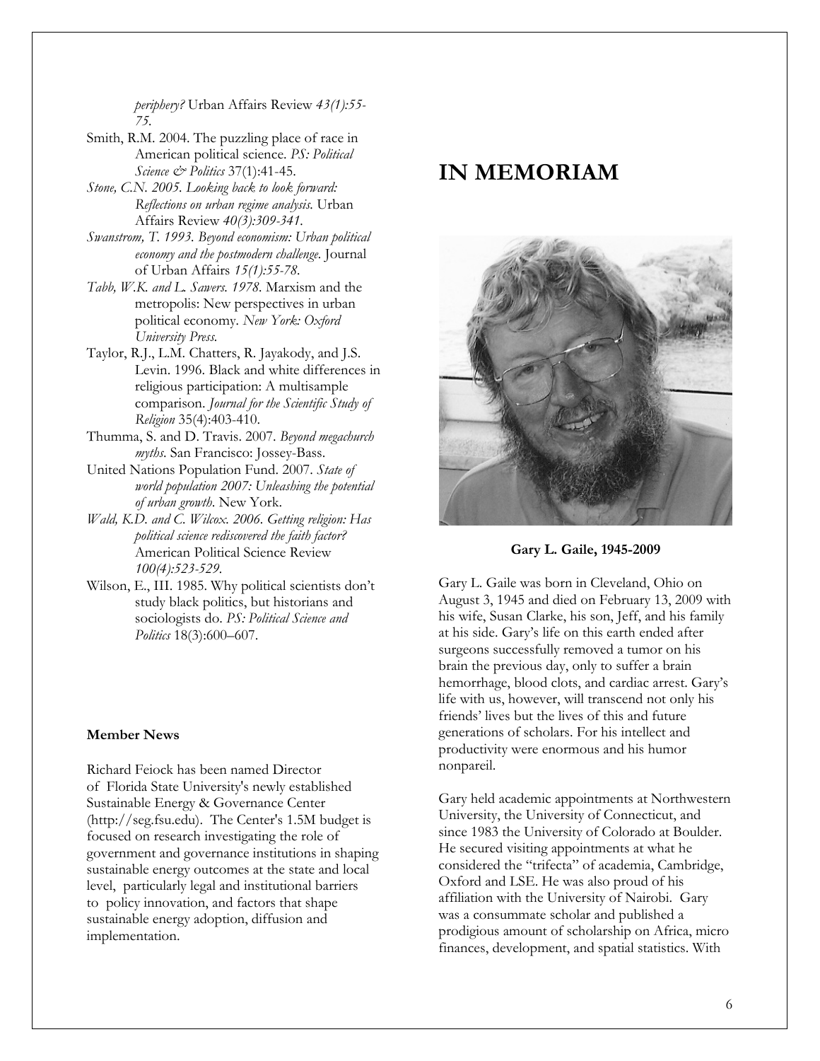*periphery?* Urban Affairs Review *43(1):55-75.*

Smith, R.M. 2004. The puzzling place of race in American political science. *PS: Political Science & Politics* 37(1):41-45.

*Stone, C.N. 2005. Looking back to look forward: Reflections on urban regime analysis.* Urban Affairs Review *40(3):309-341.*

*Swanstrom, T. 1993. Beyond economism: Urban political economy and the postmodern challenge.* Journal of Urban Affairs *15(1):55-78.*

*Tabb, W.K. and L. Sawers. 1978.* Marxism and the metropolis: New perspectives in urban political economy. *New York: Oxford University Press.*

Taylor, R.J., L.M. Chatters, R. Jayakody, and J.S. Levin. 1996. Black and white differences in religious participation: A multisample comparison. *Journal for the Scientific Study of Religion* 35(4):403-410.

Thumma, S. and D. Travis. 2007. *Beyond megachurch myths*. San Francisco: Jossey-Bass.

United Nations Population Fund. 2007. *State of world population 2007: Unleashing the potential of urban growth*. New York.

*Wald, K.D. and C. Wilcox. 2006. Getting religion: Has political science rediscovered the faith factor?* American Political Science Review *100(4):523-529.*

Wilson, E., III. 1985. Why political scientists don't study black politics, but historians and sociologists do. *PS: Political Science and Politics* 18(3):600–607.

**Member News**

Richard Feiock has been named Director of Florida State University's newly established Sustainable Energy & Governance Center (http://seg.fsu.edu). The Center's 1.5M budget is focused on research investigating the role of government and governance institutions in shaping sustainable energy outcomes at the state and local level, particularly legal and institutional barriers to policy innovation, and factors that shape sustainable energy adoption, diffusion and implementation.

# IN MEMORIAM

**Gary L. Gaile, 1945-2009**

Gary L. Gaile was born in Cleveland, Ohio on August 3, 1945 and died on February 13, 2009 with his wife, Susan Clarke, his son, Jeff, and his family at his side. Gary's life on this earth ended after surgeons successfully removed a tumor on his brain the previous day, only to suffer a brain hemorrhage, blood clots, and cardiac arrest. Gary's life with us, however, will transcend not only his friends' lives but the lives of this and future generations of scholars. For his intellect and productivity were enormous and his humor nonpareil.

Gary held academic appointments at Northwestern University, the University of Connecticut, and since 1983 the University of Colorado at Boulder. He secured visiting appointments at what he considered the "trifecta" of academia, Cambridge, Oxford and LSE. He was also proud of his affiliation with the University of Nairobi. Gary was a consummate scholar and published a prodigious amount of scholarship on Africa, micro finances, development, and spatial statistics. With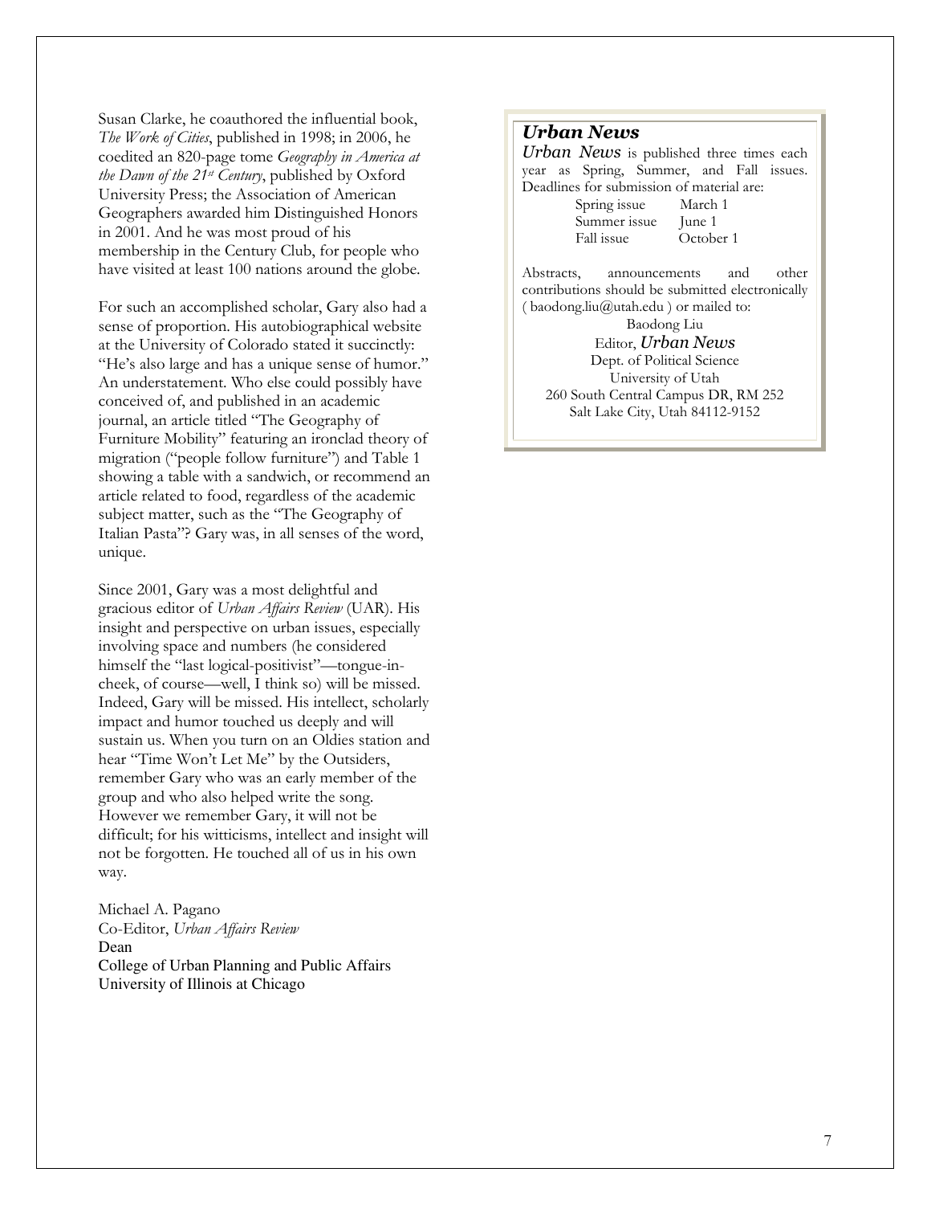Susan Clarke, he coauthored the influential book, *The Work of Cities*, published in 1998; in 2006, he coedited an 820-page tome *Geography in America at the Dawn of the 21st Century*, published by Oxford University Press; the Association of American Geographers awarded him Distinguished Honors in 2001. And he was most proud of his membership in the Century Club, for people who have visited at least 100 nations around the globe.

For such an accomplished scholar, Gary also had a sense of proportion. His autobiographical website at the University of Colorado stated it succinctly: "He's also large and has a unique sense of humor." An understatement. Who else could possibly have conceived of, and published in an academic journal, an article titled "The Geography of Furniture Mobility" featuring an ironclad theory of migration ("people follow furniture") and Table 1 showing a table with a sandwich, or recommend an article related to food, regardless of the academic subject matter, such as the "The Geography of Italian Pasta"? Gary was, in all senses of the word, unique.

Since 2001, Gary was a most delightful and gracious editor of *Urban Affairs Review* (UAR). His insight and perspective on urban issues, especially involving space and numbers (he considered himself the "last logical-positivist"—tongue-in-cheek, of course—well, I think so) will be missed. Indeed, Gary will be missed. His intellect, scholarly impact and humor touched us deeply and will sustain us. When you turn on an Oldies station and hear "Time Won't Let Me" by the Outsiders, remember Gary who was an early member of the group and who also helped write the song. However we remember Gary, it will not be difficult; for his witticisms, intellect and insight will not be forgotten. He touched all of us in his own way.

Michael A. Pagano
Co-Editor, *Urban Affairs Review*
Dean
College of Urban Planning and Public Affairs
University of Illinois at Chicago

## *Urban News*

***Urban News*** is published three times each year as Spring, Summer, and Fall issues. Deadlines for submission of material are:

| | |
|---|---|
| Spring issue | March 1 |
| Summer issue | June 1 |
| Fall issue | October 1 |

Abstracts, announcements and other contributions should be submitted electronically ( baodong.liu@utah.edu ) or mailed to:

Baodong Liu
Editor, *Urban News*
Dept. of Political Science
University of Utah
260 South Central Campus DR, RM 252
Salt Lake City, Utah 84112-9152